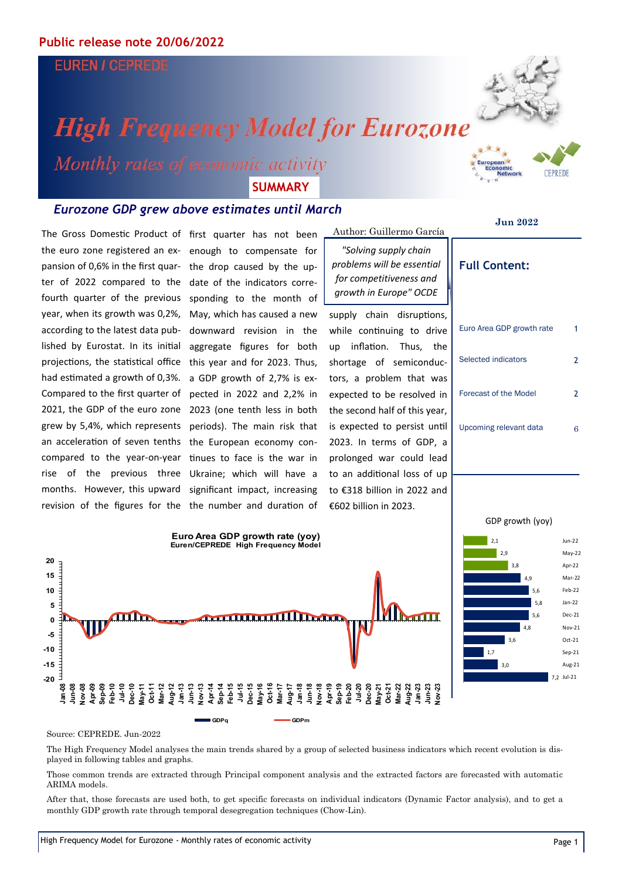Public release note 20/06/2022

EUREN / CEPREDE

# High Frequency Model for Eurozone

*Monthly rates of economic activity*

**SUMMARY**

## *Eurozone GDP grew above estimates until March*

Jun 2022

Author: Guillermo García

> *"Solving supply chain problems will be essential for competitiveness and growth in Europe" OCDE*

The Gross Domestic Product of the euro zone registered an expansion of 0,6% in the first quarter of 2022 compared to the fourth quarter of the previous year, when its growth was 0,2%, according to the latest data published by Eurostat. In its initial projections, the statistical office had estimated a growth of 0,3%. Compared to the first quarter of 2021, the GDP of the euro zone grew by 5,4%, which represents an acceleration of seven tenths compared to the year-on-year rise of the previous three months. However, this upward revision of the figures for the first quarter has not been enough to compensate for the drop caused by the update of the indicators corresponding to the month of May, which has caused a new downward revision in the aggregate figures for both this year and for 2023. Thus, a GDP growth of 2,7% is expected in 2022 and 2,2% in 2023 (one tenth less in both periods). The main risk that the European economy continues to face is the war in Ukraine; which will have a significant impact, increasing the number and duration of supply chain disruptions, while continuing to drive up inflation. Thus, the shortage of semiconductors, a problem that was expected to be resolved in the second half of this year, is expected to persist until 2023. In terms of GDP, a prolonged war could lead to an additional loss of up to €318 billion in 2022 and €602 billion in 2023.

### Full Content:

| | |
|---|---|
| Euro Area GDP growth rate | 1 |
| Selected indicators | 2 |
| Forecast of the Model | 2 |
| Upcoming relevant data | 6 |

**Euro Area GDP growth rate (yoy)**
**Euren/CEPREDE High Frequency Model**

GDP growth (yoy)

| Month | GDP growth (yoy) |
|---|---|
| Jun-22 | 2,1 |
| May-22 | 2,9 |
| Apr-22 | 3,8 |
| Mar-22 | 4,9 |
| Feb-22 | 5,6 |
| Jan-22 | 5,8 |
| Dec-21 | 5,6 |
| Nov-21 | 4,8 |
| Oct-21 | 3,6 |
| Sep-21 | 1,7 |
| Aug-21 | 3,0 |
| Jul-21 | 7,2 |

Source: CEPREDE. Jun-2022

The High Frequency Model analyses the main trends shared by a group of selected business indicators which recent evolution is displayed in following tables and graphs.

Those common trends are extracted through Principal component analysis and the extracted factors are forecasted with automatic ARIMA models.

After that, those forecasts are used both, to get specific forecasts on individual indicators (Dynamic Factor analysis), and to get a monthly GDP growth rate through temporal desegregation techniques (Chow-Lin).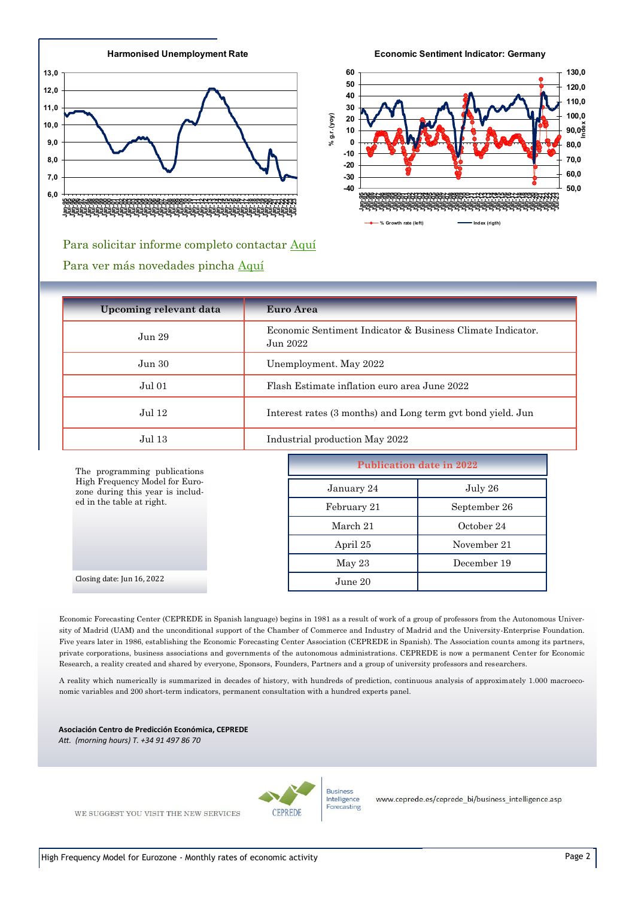**Harmonised Unemployment Rate**

13,0
12,0
11,0
10,0
9,0
8,0
7,0
6,0

**Economic Sentiment Indicator: Germany**

% g.r. (yoy)
60
50
40
30
20
10
0
-10
-20
-30
-40

Index
130,0
120,0
110,0
100,0
90,0
80,0
70,0
60,0
50,0

% Growth rate (left)
Index (rigth)

Para solicitar informe completo contactar Aquí

Para ver más novedades pincha Aquí

| Upcoming relevant data | Euro Area |
|---|---|
| Jun 29 | Economic Sentiment Indicator & Business Climate Indicator. Jun 2022 |
| Jun 30 | Unemployment. May 2022 |
| Jul 01 | Flash Estimate inflation euro area June 2022 |
| Jul 12 | Interest rates (3 months) and Long term gvt bond yield. Jun |
| Jul 13 | Industrial production May 2022 |

The programming publications High Frequency Model for Eurozone during this year is included in the table at right.

Closing date: Jun 16, 2022

| Publication date in 2022 | |
|---|---|
| January 24 | July 26 |
| February 21 | September 26 |
| March 21 | October 24 |
| April 25 | November 21 |
| May 23 | December 19 |
| June 20 | |

Economic Forecasting Center (CEPREDE in Spanish language) begins in 1981 as a result of work of a group of professors from the Autonomous University of Madrid (UAM) and the unconditional support of the Chamber of Commerce and Industry of Madrid and the University-Enterprise Foundation. Five years later in 1986, establishing the Economic Forecasting Center Association (CEPREDE in Spanish). The Association counts among its partners, private corporations, business associations and governments of the autonomous administrations. CEPREDE is now a permanent Center for Economic Research, a reality created and shared by everyone, Sponsors, Founders, Partners and a group of university professors and researchers.

A reality which numerically is summarized in decades of history, with hundreds of prediction, continuous analysis of approximately 1.000 macroeconomic variables and 200 short-term indicators, permanent consultation with a hundred experts panel.

**Asociación Centro de Predicción Económica, CEPREDE**
*Att. (morning hours) T. +34 91 497 86 70*

WE SUGGEST YOU VISIT THE NEW SERVICES

CEPREDE

Business Intelligence Forecasting

www.ceprede.es/ceprede_bi/business_intelligence.asp